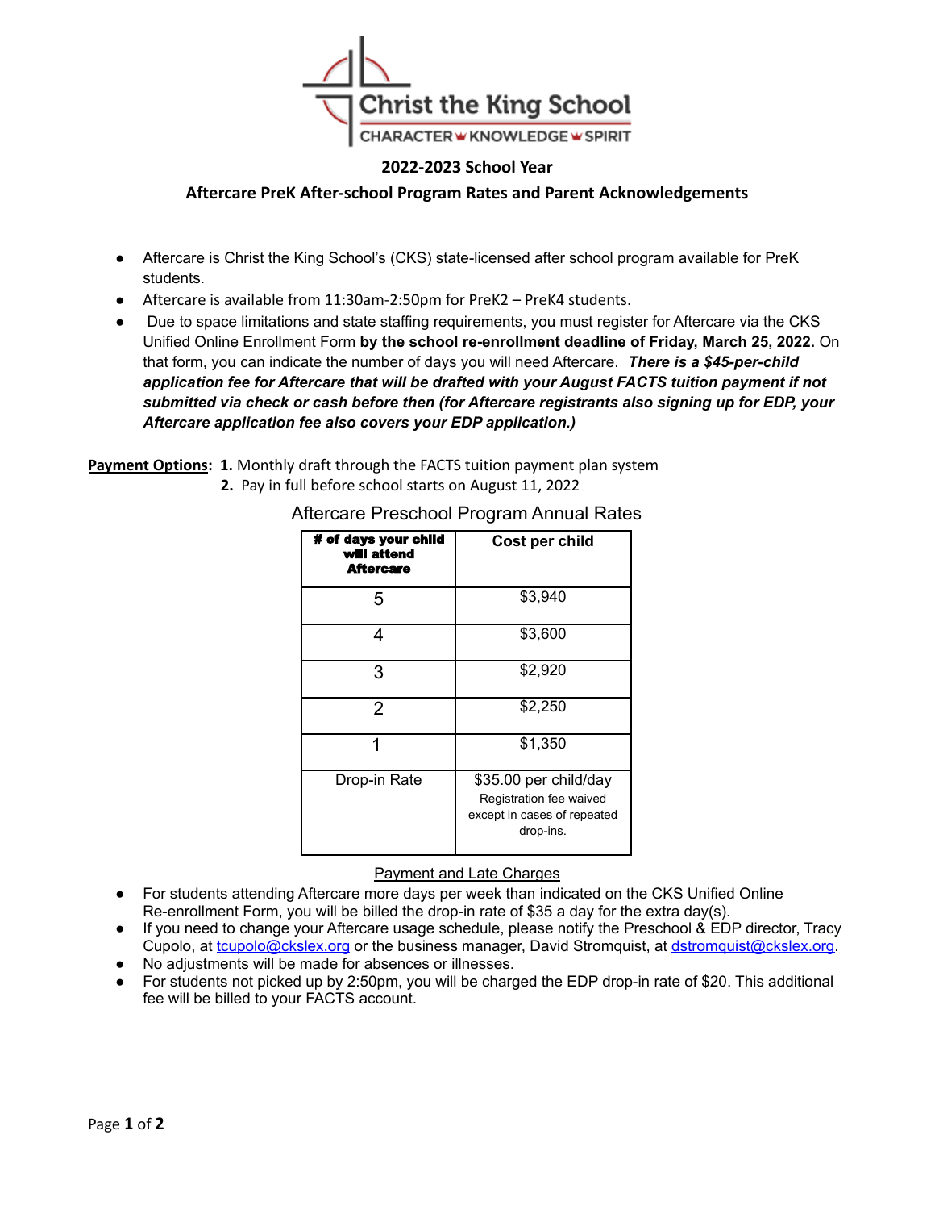Christ the King School

CHARACTER KNOWLEDGE SPIRIT

## 2022-2023 School Year

## Aftercare PreK After-school Program Rates and Parent Acknowledgements

- Aftercare is Christ the King School's (CKS) state-licensed after school program available for PreK students.
- Aftercare is available from 11:30am-2:50pm for PreK2 – PreK4 students.
- Due to space limitations and state staffing requirements, you must register for Aftercare via the CKS Unified Online Enrollment Form **by the school re-enrollment deadline of Friday, March 25, 2022.** On that form, you can indicate the number of days you will need Aftercare. ***There is a $45-per-child application fee for Aftercare that will be drafted with your August FACTS tuition payment if not submitted via check or cash before then (for Aftercare registrants also signing up for EDP, your Aftercare application fee also covers your EDP application.)***

**Payment Options:** **1.** Monthly draft through the FACTS tuition payment plan system
**2.** Pay in full before school starts on August 11, 2022

Aftercare Preschool Program Annual Rates

| # of days your child will attend Aftercare | Cost per child |
|---|---|
| 5 | $3,940 |
| 4 | $3,600 |
| 3 | $2,920 |
| 2 | $2,250 |
| 1 | $1,350 |
| Drop-in Rate | $35.00 per child/day Registration fee waived except in cases of repeated drop-ins. |

Payment and Late Charges

- For students attending Aftercare more days per week than indicated on the CKS Unified Online Re-enrollment Form, you will be billed the drop-in rate of $35 a day for the extra day(s).
- If you need to change your Aftercare usage schedule, please notify the Preschool & EDP director, Tracy Cupolo, at tcupolo@ckslex.org or the business manager, David Stromquist, at dstromquist@ckslex.org.
- No adjustments will be made for absences or illnesses.
- For students not picked up by 2:50pm, you will be charged the EDP drop-in rate of $20. This additional fee will be billed to your FACTS account.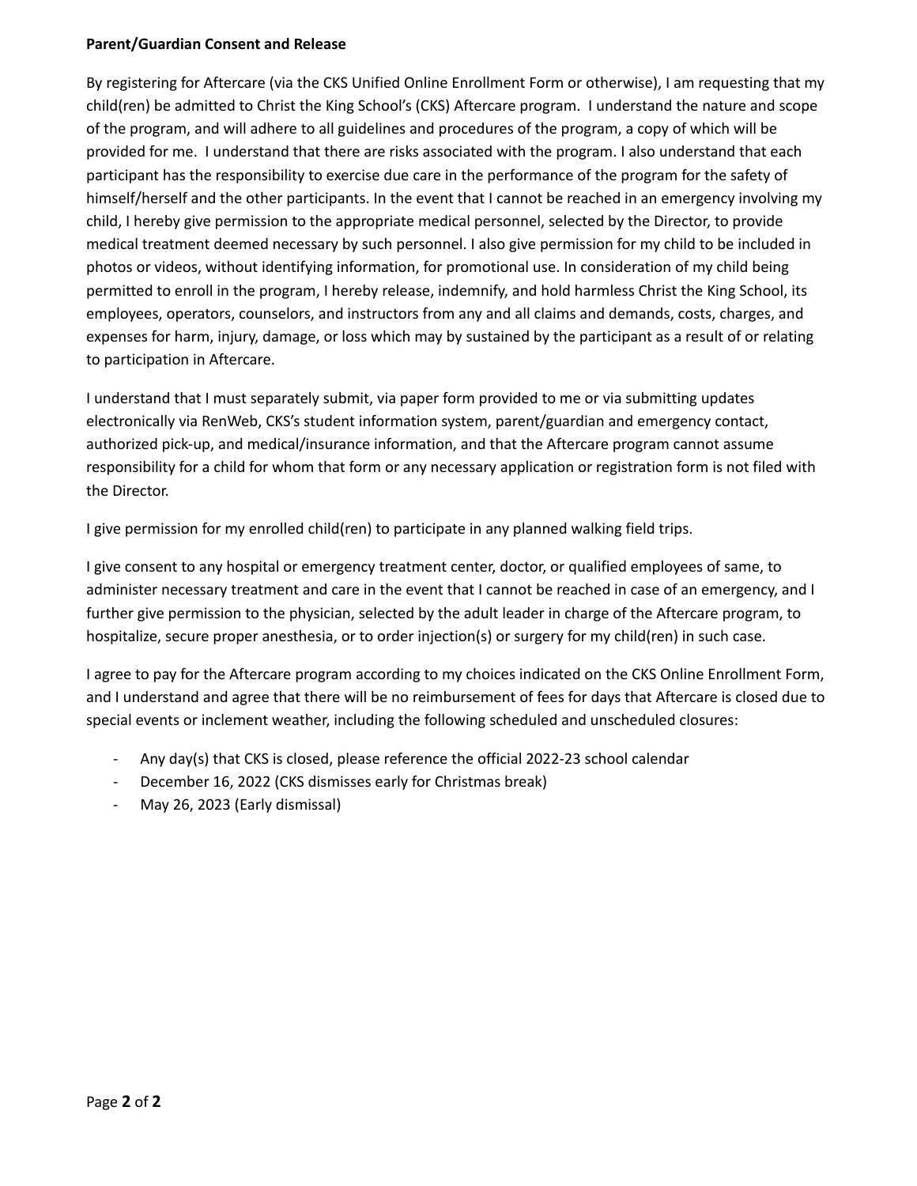**Parent/Guardian Consent and Release**

By registering for Aftercare (via the CKS Unified Online Enrollment Form or otherwise), I am requesting that my child(ren) be admitted to Christ the King School's (CKS) Aftercare program. I understand the nature and scope of the program, and will adhere to all guidelines and procedures of the program, a copy of which will be provided for me. I understand that there are risks associated with the program. I also understand that each participant has the responsibility to exercise due care in the performance of the program for the safety of himself/herself and the other participants. In the event that I cannot be reached in an emergency involving my child, I hereby give permission to the appropriate medical personnel, selected by the Director, to provide medical treatment deemed necessary by such personnel. I also give permission for my child to be included in photos or videos, without identifying information, for promotional use. In consideration of my child being permitted to enroll in the program, I hereby release, indemnify, and hold harmless Christ the King School, its employees, operators, counselors, and instructors from any and all claims and demands, costs, charges, and expenses for harm, injury, damage, or loss which may by sustained by the participant as a result of or relating to participation in Aftercare.

I understand that I must separately submit, via paper form provided to me or via submitting updates electronically via RenWeb, CKS's student information system, parent/guardian and emergency contact, authorized pick-up, and medical/insurance information, and that the Aftercare program cannot assume responsibility for a child for whom that form or any necessary application or registration form is not filed with the Director.

I give permission for my enrolled child(ren) to participate in any planned walking field trips.

I give consent to any hospital or emergency treatment center, doctor, or qualified employees of same, to administer necessary treatment and care in the event that I cannot be reached in case of an emergency, and I further give permission to the physician, selected by the adult leader in charge of the Aftercare program, to hospitalize, secure proper anesthesia, or to order injection(s) or surgery for my child(ren) in such case.

I agree to pay for the Aftercare program according to my choices indicated on the CKS Online Enrollment Form, and I understand and agree that there will be no reimbursement of fees for days that Aftercare is closed due to special events or inclement weather, including the following scheduled and unscheduled closures:

- Any day(s) that CKS is closed, please reference the official 2022-23 school calendar
- December 16, 2022 (CKS dismisses early for Christmas break)
- May 26, 2023 (Early dismissal)